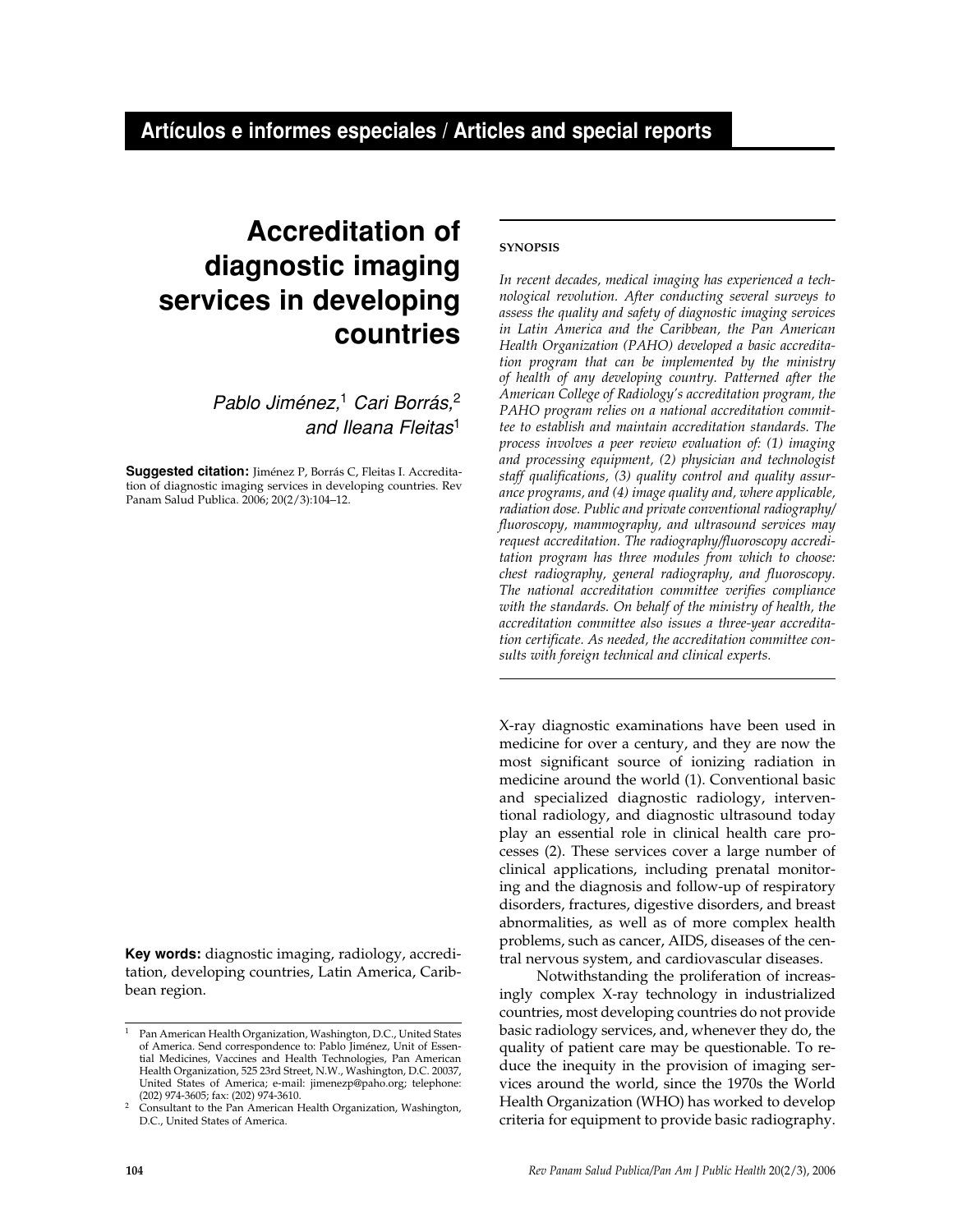Artículos e informes especiales / Articles and special reports

# Accreditation of diagnostic imaging services in developing countries

Pablo Jiménez,[1] Cari Borrás,[2] and Ileana Fleitas[1]

**Suggested citation:** Jiménez P, Borrás C, Fleitas I. Accreditation of diagnostic imaging services in developing countries. Rev Panam Salud Publica. 2006; 20(2/3):104–12.

**SYNOPSIS**

*In recent decades, medical imaging has experienced a technological revolution. After conducting several surveys to assess the quality and safety of diagnostic imaging services in Latin America and the Caribbean, the Pan American Health Organization (PAHO) developed a basic accreditation program that can be implemented by the ministry of health of any developing country. Patterned after the American College of Radiology's accreditation program, the PAHO program relies on a national accreditation committee to establish and maintain accreditation standards. The process involves a peer review evaluation of: (1) imaging and processing equipment, (2) physician and technologist staff qualifications, (3) quality control and quality assurance programs, and (4) image quality and, where applicable, radiation dose. Public and private conventional radiography/fluoroscopy, mammography, and ultrasound services may request accreditation. The radiography/fluoroscopy accreditation program has three modules from which to choose: chest radiography, general radiography, and fluoroscopy. The national accreditation committee verifies compliance with the standards. On behalf of the ministry of health, the accreditation committee also issues a three-year accreditation certificate. As needed, the accreditation committee consults with foreign technical and clinical experts.*

**Key words:** diagnostic imaging, radiology, accreditation, developing countries, Latin America, Caribbean region.

X-ray diagnostic examinations have been used in medicine for over a century, and they are now the most significant source of ionizing radiation in medicine around the world (1). Conventional basic and specialized diagnostic radiology, interventional radiology, and diagnostic ultrasound today play an essential role in clinical health care processes (2). These services cover a large number of clinical applications, including prenatal monitoring and the diagnosis and follow-up of respiratory disorders, fractures, digestive disorders, and breast abnormalities, as well as of more complex health problems, such as cancer, AIDS, diseases of the central nervous system, and cardiovascular diseases.

Notwithstanding the proliferation of increasingly complex X-ray technology in industrialized countries, most developing countries do not provide basic radiology services, and, whenever they do, the quality of patient care may be questionable. To reduce the inequity in the provision of imaging services around the world, since the 1970s the World Health Organization (WHO) has worked to develop criteria for equipment to provide basic radiography.

---

[1] Pan American Health Organization, Washington, D.C., United States of America. Send correspondence to: Pablo Jiménez, Unit of Essential Medicines, Vaccines and Health Technologies, Pan American Health Organization, 525 23rd Street, N.W., Washington, D.C. 20037, United States of America; e-mail: jimenezp@paho.org; telephone: (202) 974-3605; fax: (202) 974-3610.

[2] Consultant to the Pan American Health Organization, Washington, D.C., United States of America.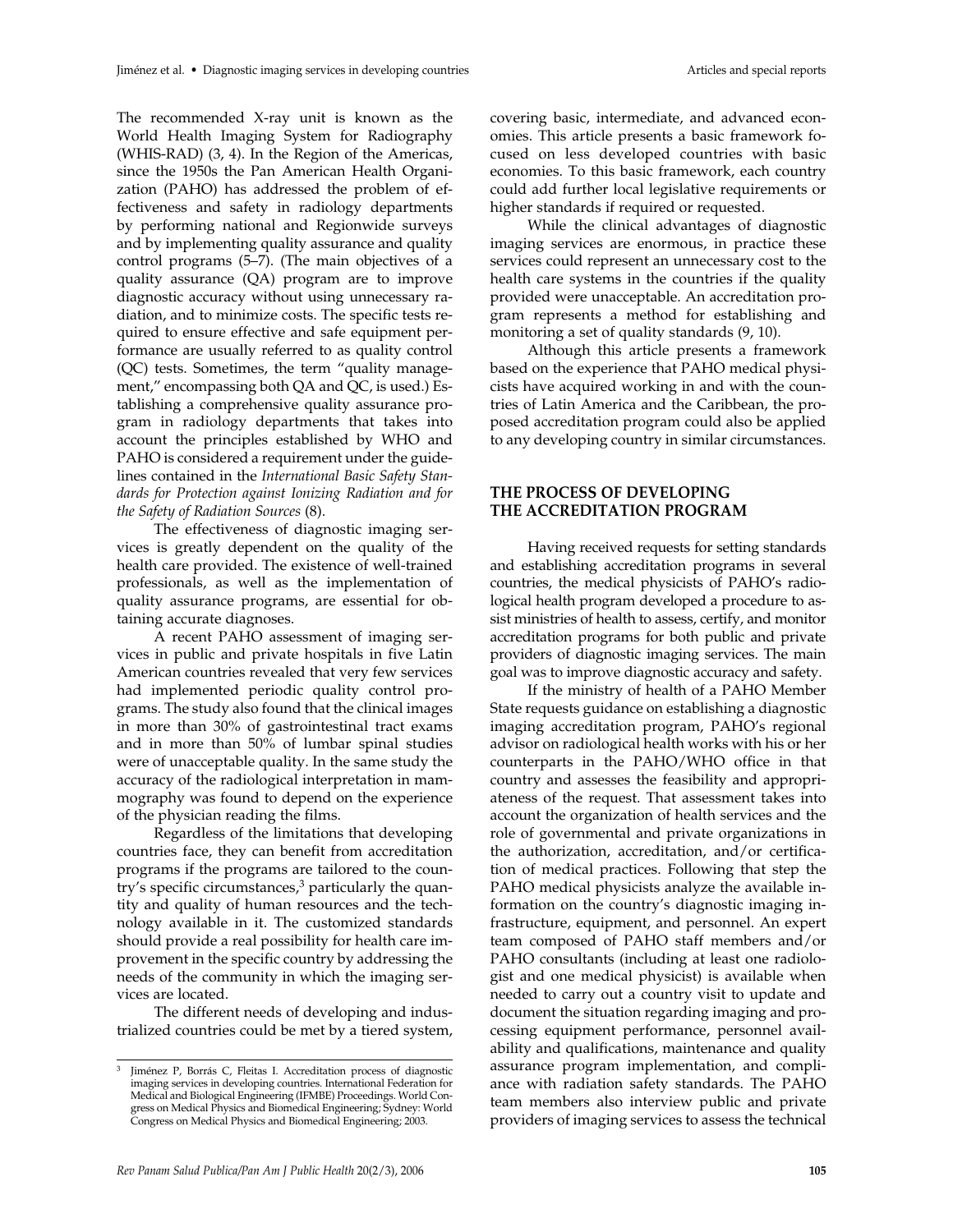The recommended X-ray unit is known as the World Health Imaging System for Radiography (WHIS-RAD) (3, 4). In the Region of the Americas, since the 1950s the Pan American Health Organization (PAHO) has addressed the problem of effectiveness and safety in radiology departments by performing national and Regionwide surveys and by implementing quality assurance and quality control programs (5–7). (The main objectives of a quality assurance (QA) program are to improve diagnostic accuracy without using unnecessary radiation, and to minimize costs. The specific tests required to ensure effective and safe equipment performance are usually referred to as quality control (QC) tests. Sometimes, the term "quality management," encompassing both QA and QC, is used.) Establishing a comprehensive quality assurance program in radiology departments that takes into account the principles established by WHO and PAHO is considered a requirement under the guidelines contained in the *International Basic Safety Standards for Protection against Ionizing Radiation and for the Safety of Radiation Sources* (8).

The effectiveness of diagnostic imaging services is greatly dependent on the quality of the health care provided. The existence of well-trained professionals, as well as the implementation of quality assurance programs, are essential for obtaining accurate diagnoses.

A recent PAHO assessment of imaging services in public and private hospitals in five Latin American countries revealed that very few services had implemented periodic quality control programs. The study also found that the clinical images in more than 30% of gastrointestinal tract exams and in more than 50% of lumbar spinal studies were of unacceptable quality. In the same study the accuracy of the radiological interpretation in mammography was found to depend on the experience of the physician reading the films.

Regardless of the limitations that developing countries face, they can benefit from accreditation programs if the programs are tailored to the country's specific circumstances,[3] particularly the quantity and quality of human resources and the technology available in it. The customized standards should provide a real possibility for health care improvement in the specific country by addressing the needs of the community in which the imaging services are located.

The different needs of developing and industrialized countries could be met by a tiered system, covering basic, intermediate, and advanced economies. This article presents a basic framework focused on less developed countries with basic economies. To this basic framework, each country could add further local legislative requirements or higher standards if required or requested.

While the clinical advantages of diagnostic imaging services are enormous, in practice these services could represent an unnecessary cost to the health care systems in the countries if the quality provided were unacceptable. An accreditation program represents a method for establishing and monitoring a set of quality standards (9, 10).

Although this article presents a framework based on the experience that PAHO medical physicists have acquired working in and with the countries of Latin America and the Caribbean, the proposed accreditation program could also be applied to any developing country in similar circumstances.

## THE PROCESS OF DEVELOPING THE ACCREDITATION PROGRAM

Having received requests for setting standards and establishing accreditation programs in several countries, the medical physicists of PAHO's radiological health program developed a procedure to assist ministries of health to assess, certify, and monitor accreditation programs for both public and private providers of diagnostic imaging services. The main goal was to improve diagnostic accuracy and safety.

If the ministry of health of a PAHO Member State requests guidance on establishing a diagnostic imaging accreditation program, PAHO's regional advisor on radiological health works with his or her counterparts in the PAHO/WHO office in that country and assesses the feasibility and appropriateness of the request. That assessment takes into account the organization of health services and the role of governmental and private organizations in the authorization, accreditation, and/or certification of medical practices. Following that step the PAHO medical physicists analyze the available information on the country's diagnostic imaging infrastructure, equipment, and personnel. An expert team composed of PAHO staff members and/or PAHO consultants (including at least one radiologist and one medical physicist) is available when needed to carry out a country visit to update and document the situation regarding imaging and processing equipment performance, personnel availability and qualifications, maintenance and quality assurance program implementation, and compliance with radiation safety standards. The PAHO team members also interview public and private providers of imaging services to assess the technical

[3] Jiménez P, Borrás C, Fleitas I. Accreditation process of diagnostic imaging services in developing countries. International Federation for Medical and Biological Engineering (IFMBE) Proceedings. World Congress on Medical Physics and Biomedical Engineering; Sydney: World Congress on Medical Physics and Biomedical Engineering; 2003.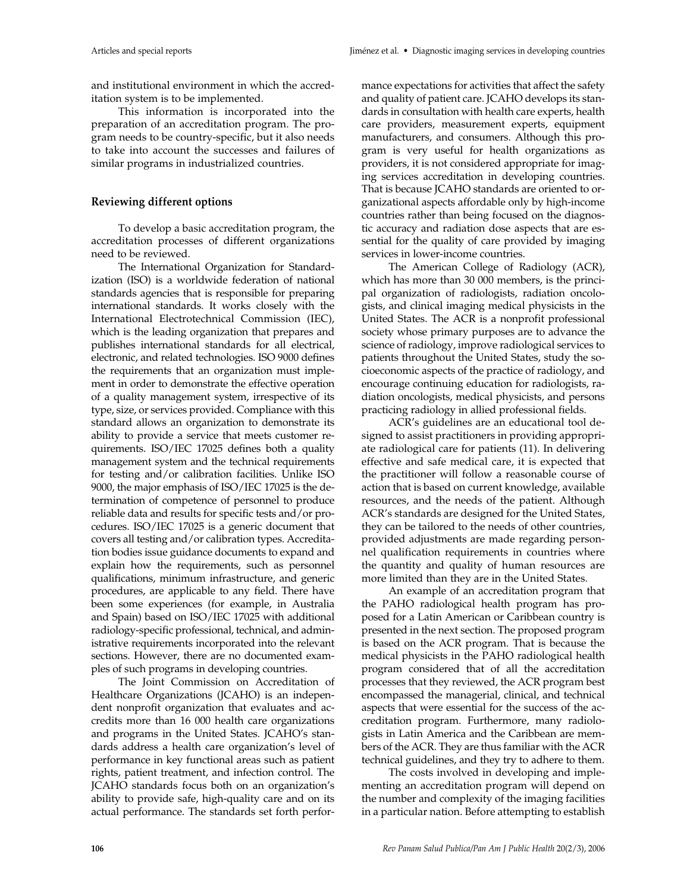and institutional environment in which the accreditation system is to be implemented.

This information is incorporated into the preparation of an accreditation program. The program needs to be country-specific, but it also needs to take into account the successes and failures of similar programs in industrialized countries.

## Reviewing different options

To develop a basic accreditation program, the accreditation processes of different organizations need to be reviewed.

The International Organization for Standardization (ISO) is a worldwide federation of national standards agencies that is responsible for preparing international standards. It works closely with the International Electrotechnical Commission (IEC), which is the leading organization that prepares and publishes international standards for all electrical, electronic, and related technologies. ISO 9000 defines the requirements that an organization must implement in order to demonstrate the effective operation of a quality management system, irrespective of its type, size, or services provided. Compliance with this standard allows an organization to demonstrate its ability to provide a service that meets customer requirements. ISO/IEC 17025 defines both a quality management system and the technical requirements for testing and/or calibration facilities. Unlike ISO 9000, the major emphasis of ISO/IEC 17025 is the determination of competence of personnel to produce reliable data and results for specific tests and/or procedures. ISO/IEC 17025 is a generic document that covers all testing and/or calibration types. Accreditation bodies issue guidance documents to expand and explain how the requirements, such as personnel qualifications, minimum infrastructure, and generic procedures, are applicable to any field. There have been some experiences (for example, in Australia and Spain) based on ISO/IEC 17025 with additional radiology-specific professional, technical, and administrative requirements incorporated into the relevant sections. However, there are no documented examples of such programs in developing countries.

The Joint Commission on Accreditation of Healthcare Organizations (JCAHO) is an independent nonprofit organization that evaluates and accredits more than 16 000 health care organizations and programs in the United States. JCAHO's standards address a health care organization's level of performance in key functional areas such as patient rights, patient treatment, and infection control. The JCAHO standards focus both on an organization's ability to provide safe, high-quality care and on its actual performance. The standards set forth performance expectations for activities that affect the safety and quality of patient care. JCAHO develops its standards in consultation with health care experts, health care providers, measurement experts, equipment manufacturers, and consumers. Although this program is very useful for health organizations as providers, it is not considered appropriate for imaging services accreditation in developing countries. That is because JCAHO standards are oriented to organizational aspects affordable only by high-income countries rather than being focused on the diagnostic accuracy and radiation dose aspects that are essential for the quality of care provided by imaging services in lower-income countries.

The American College of Radiology (ACR), which has more than 30 000 members, is the principal organization of radiologists, radiation oncologists, and clinical imaging medical physicists in the United States. The ACR is a nonprofit professional society whose primary purposes are to advance the science of radiology, improve radiological services to patients throughout the United States, study the socioeconomic aspects of the practice of radiology, and encourage continuing education for radiologists, radiation oncologists, medical physicists, and persons practicing radiology in allied professional fields.

ACR's guidelines are an educational tool designed to assist practitioners in providing appropriate radiological care for patients (11). In delivering effective and safe medical care, it is expected that the practitioner will follow a reasonable course of action that is based on current knowledge, available resources, and the needs of the patient. Although ACR's standards are designed for the United States, they can be tailored to the needs of other countries, provided adjustments are made regarding personnel qualification requirements in countries where the quantity and quality of human resources are more limited than they are in the United States.

An example of an accreditation program that the PAHO radiological health program has proposed for a Latin American or Caribbean country is presented in the next section. The proposed program is based on the ACR program. That is because the medical physicists in the PAHO radiological health program considered that of all the accreditation processes that they reviewed, the ACR program best encompassed the managerial, clinical, and technical aspects that were essential for the success of the accreditation program. Furthermore, many radiologists in Latin America and the Caribbean are members of the ACR. They are thus familiar with the ACR technical guidelines, and they try to adhere to them.

The costs involved in developing and implementing an accreditation program will depend on the number and complexity of the imaging facilities in a particular nation. Before attempting to establish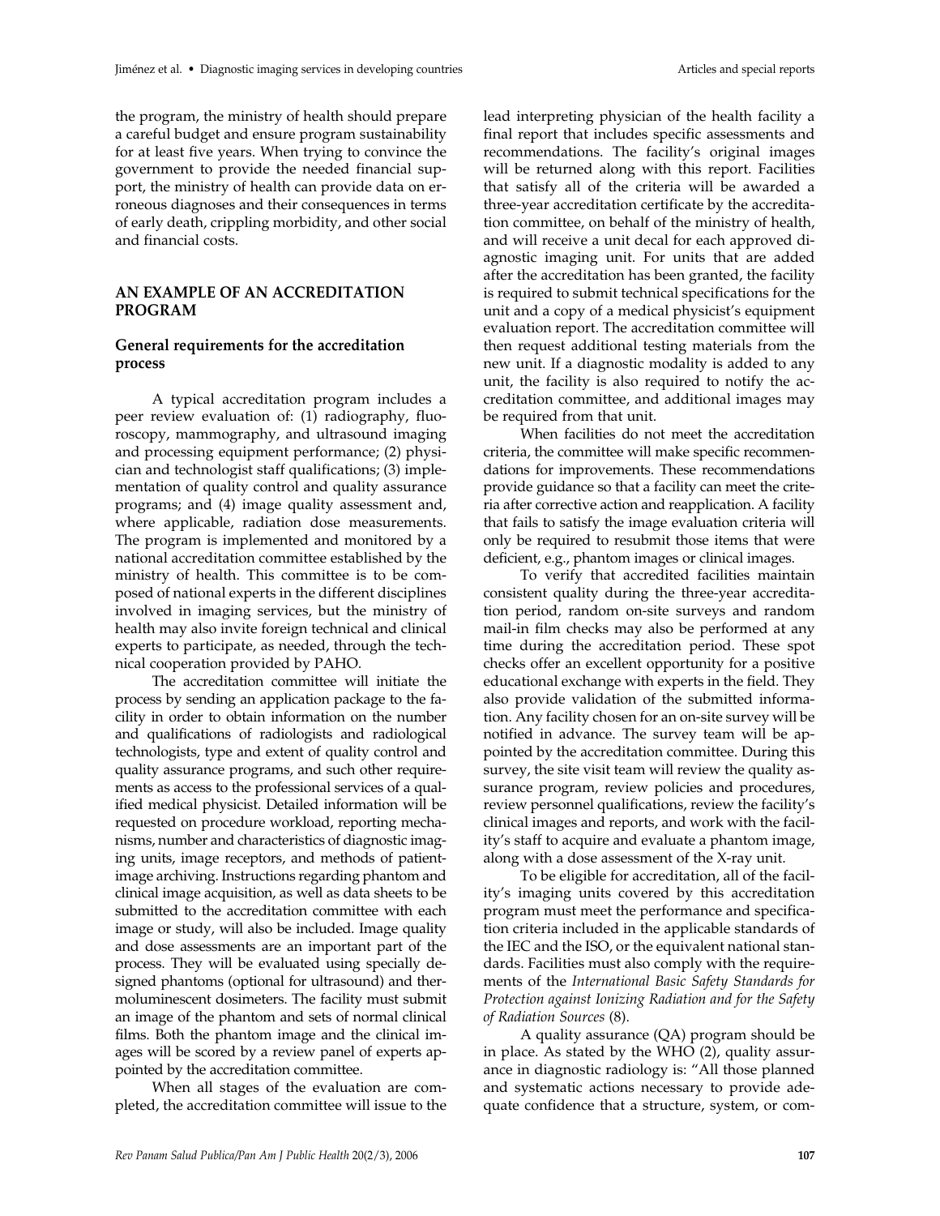the program, the ministry of health should prepare a careful budget and ensure program sustainability for at least five years. When trying to convince the government to provide the needed financial support, the ministry of health can provide data on erroneous diagnoses and their consequences in terms of early death, crippling morbidity, and other social and financial costs.

## AN EXAMPLE OF AN ACCREDITATION PROGRAM

### General requirements for the accreditation process

A typical accreditation program includes a peer review evaluation of: (1) radiography, fluoroscopy, mammography, and ultrasound imaging and processing equipment performance; (2) physician and technologist staff qualifications; (3) implementation of quality control and quality assurance programs; and (4) image quality assessment and, where applicable, radiation dose measurements. The program is implemented and monitored by a national accreditation committee established by the ministry of health. This committee is to be composed of national experts in the different disciplines involved in imaging services, but the ministry of health may also invite foreign technical and clinical experts to participate, as needed, through the technical cooperation provided by PAHO.

The accreditation committee will initiate the process by sending an application package to the facility in order to obtain information on the number and qualifications of radiologists and radiological technologists, type and extent of quality control and quality assurance programs, and such other requirements as access to the professional services of a qualified medical physicist. Detailed information will be requested on procedure workload, reporting mechanisms, number and characteristics of diagnostic imaging units, image receptors, and methods of patient-image archiving. Instructions regarding phantom and clinical image acquisition, as well as data sheets to be submitted to the accreditation committee with each image or study, will also be included. Image quality and dose assessments are an important part of the process. They will be evaluated using specially designed phantoms (optional for ultrasound) and thermoluminescent dosimeters. The facility must submit an image of the phantom and sets of normal clinical films. Both the phantom image and the clinical images will be scored by a review panel of experts appointed by the accreditation committee.

When all stages of the evaluation are completed, the accreditation committee will issue to the lead interpreting physician of the health facility a final report that includes specific assessments and recommendations. The facility's original images will be returned along with this report. Facilities that satisfy all of the criteria will be awarded a three-year accreditation certificate by the accreditation committee, on behalf of the ministry of health, and will receive a unit decal for each approved diagnostic imaging unit. For units that are added after the accreditation has been granted, the facility is required to submit technical specifications for the unit and a copy of a medical physicist's equipment evaluation report. The accreditation committee will then request additional testing materials from the new unit. If a diagnostic modality is added to any unit, the facility is also required to notify the accreditation committee, and additional images may be required from that unit.

When facilities do not meet the accreditation criteria, the committee will make specific recommendations for improvements. These recommendations provide guidance so that a facility can meet the criteria after corrective action and reapplication. A facility that fails to satisfy the image evaluation criteria will only be required to resubmit those items that were deficient, e.g., phantom images or clinical images.

To verify that accredited facilities maintain consistent quality during the three-year accreditation period, random on-site surveys and random mail-in film checks may also be performed at any time during the accreditation period. These spot checks offer an excellent opportunity for a positive educational exchange with experts in the field. They also provide validation of the submitted information. Any facility chosen for an on-site survey will be notified in advance. The survey team will be appointed by the accreditation committee. During this survey, the site visit team will review the quality assurance program, review policies and procedures, review personnel qualifications, review the facility's clinical images and reports, and work with the facility's staff to acquire and evaluate a phantom image, along with a dose assessment of the X-ray unit.

To be eligible for accreditation, all of the facility's imaging units covered by this accreditation program must meet the performance and specification criteria included in the applicable standards of the IEC and the ISO, or the equivalent national standards. Facilities must also comply with the requirements of the *International Basic Safety Standards for Protection against Ionizing Radiation and for the Safety of Radiation Sources* (8).

A quality assurance (QA) program should be in place. As stated by the WHO (2), quality assurance in diagnostic radiology is: "All those planned and systematic actions necessary to provide adequate confidence that a structure, system, or com-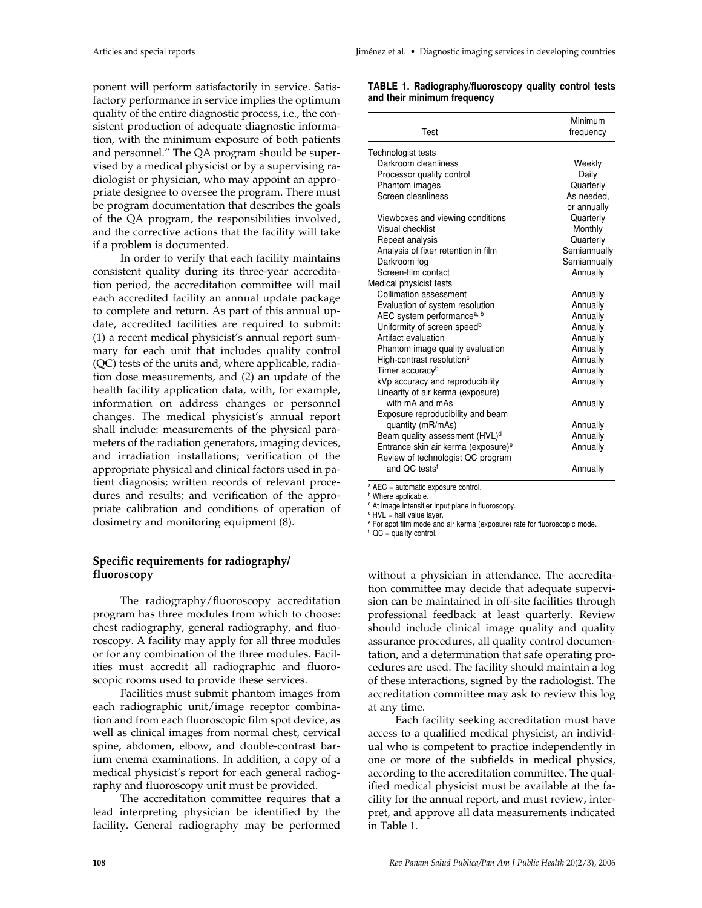ponent will perform satisfactorily in service. Satisfactory performance in service implies the optimum quality of the entire diagnostic process, i.e., the consistent production of adequate diagnostic information, with the minimum exposure of both patients and personnel." The QA program should be supervised by a medical physicist or by a supervising radiologist or physician, who may appoint an appropriate designee to oversee the program. There must be program documentation that describes the goals of the QA program, the responsibilities involved, and the corrective actions that the facility will take if a problem is documented.

In order to verify that each facility maintains consistent quality during its three-year accreditation period, the accreditation committee will mail each accredited facility an annual update package to complete and return. As part of this annual update, accredited facilities are required to submit: (1) a recent medical physicist's annual report summary for each unit that includes quality control (QC) tests of the units and, where applicable, radiation dose measurements, and (2) an update of the health facility application data, with, for example, information on address changes or personnel changes. The medical physicist's annual report shall include: measurements of the physical parameters of the radiation generators, imaging devices, and irradiation installations; verification of the appropriate physical and clinical factors used in patient diagnosis; written records of relevant procedures and results; and verification of the appropriate calibration and conditions of operation of dosimetry and monitoring equipment (8).

## Specific requirements for radiography/fluoroscopy

The radiography/fluoroscopy accreditation program has three modules from which to choose: chest radiography, general radiography, and fluoroscopy. A facility may apply for all three modules or for any combination of the three modules. Facilities must accredit all radiographic and fluoroscopic rooms used to provide these services.

Facilities must submit phantom images from each radiographic unit/image receptor combination and from each fluoroscopic film spot device, as well as clinical images from normal chest, cervical spine, abdomen, elbow, and double-contrast barium enema examinations. In addition, a copy of a medical physicist's report for each general radiography and fluoroscopy unit must be provided.

The accreditation committee requires that a lead interpreting physician be identified by the facility. General radiography may be performed without a physician in attendance. The accreditation committee may decide that adequate supervision can be maintained in off-site facilities through professional feedback at least quarterly. Review should include clinical image quality and quality assurance procedures, all quality control documentation, and a determination that safe operating procedures are used. The facility should maintain a log of these interactions, signed by the radiologist. The accreditation committee may ask to review this log at any time.

Each facility seeking accreditation must have access to a qualified medical physicist, an individual who is competent to practice independently in one or more of the subfields in medical physics, according to the accreditation committee. The qualified medical physicist must be available at the facility for the annual report, and must review, interpret, and approve all data measurements indicated in Table 1.

**TABLE 1. Radiography/fluoroscopy quality control tests and their minimum frequency**

| Test | Minimum frequency |
|---|---|
| Technologist tests | |
| Darkroom cleanliness | Weekly |
| Processor quality control | Daily |
| Phantom images | Quarterly |
| Screen cleanliness | As needed, or annually |
| Viewboxes and viewing conditions | Quarterly |
| Visual checklist | Monthly |
| Repeat analysis | Quarterly |
| Analysis of fixer retention in film | Semiannually |
| Darkroom fog | Semiannually |
| Screen-film contact | Annually |
| Medical physicist tests | |
| Collimation assessment | Annually |
| Evaluation of system resolution | Annually |
| AEC system performance[a, b] | Annually |
| Uniformity of screen speed[b] | Annually |
| Artifact evaluation | Annually |
| Phantom image quality evaluation | Annually |
| High-contrast resolution[c] | Annually |
| Timer accuracy[b] | Annually |
| kVp accuracy and reproducibility | Annually |
| Linearity of air kerma (exposure) with mA and mAs | Annually |
| Exposure reproducibility and beam quantity (mR/mAs) | Annually |
| Beam quality assessment (HVL)[d] | Annually |
| Entrance skin air kerma (exposure)[e] | Annually |
| Review of technologist QC program and QC tests[f] | Annually |

[a] AEC = automatic exposure control.
[b] Where applicable.
[c] At image intensifier input plane in fluoroscopy.
[d] HVL = half value layer.
[e] For spot film mode and air kerma (exposure) rate for fluoroscopic mode.
[f] QC = quality control.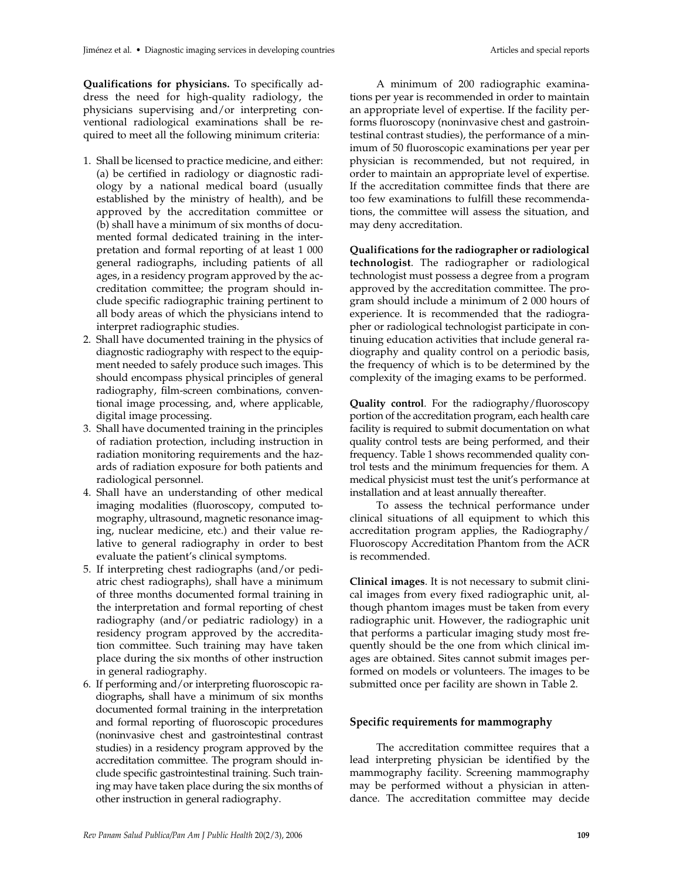**Qualifications for physicians.** To specifically address the need for high-quality radiology, the physicians supervising and/or interpreting conventional radiological examinations shall be required to meet all the following minimum criteria:

1. Shall be licensed to practice medicine, and either: (a) be certified in radiology or diagnostic radiology by a national medical board (usually established by the ministry of health), and be approved by the accreditation committee or (b) shall have a minimum of six months of documented formal dedicated training in the interpretation and formal reporting of at least 1 000 general radiographs, including patients of all ages, in a residency program approved by the accreditation committee; the program should include specific radiographic training pertinent to all body areas of which the physicians intend to interpret radiographic studies.
2. Shall have documented training in the physics of diagnostic radiography with respect to the equipment needed to safely produce such images. This should encompass physical principles of general radiography, film-screen combinations, conventional image processing, and, where applicable, digital image processing.
3. Shall have documented training in the principles of radiation protection, including instruction in radiation monitoring requirements and the hazards of radiation exposure for both patients and radiological personnel.
4. Shall have an understanding of other medical imaging modalities (fluoroscopy, computed tomography, ultrasound, magnetic resonance imaging, nuclear medicine, etc.) and their value relative to general radiography in order to best evaluate the patient's clinical symptoms.
5. If interpreting chest radiographs (and/or pediatric chest radiographs), shall have a minimum of three months documented formal training in the interpretation and formal reporting of chest radiography (and/or pediatric radiology) in a residency program approved by the accreditation committee. Such training may have taken place during the six months of other instruction in general radiography.
6. If performing and/or interpreting fluoroscopic radiographs**,** shall have a minimum of six months documented formal training in the interpretation and formal reporting of fluoroscopic procedures (noninvasive chest and gastrointestinal contrast studies) in a residency program approved by the accreditation committee. The program should include specific gastrointestinal training. Such training may have taken place during the six months of other instruction in general radiography.

A minimum of 200 radiographic examinations per year is recommended in order to maintain an appropriate level of expertise. If the facility performs fluoroscopy (noninvasive chest and gastrointestinal contrast studies), the performance of a minimum of 50 fluoroscopic examinations per year per physician is recommended, but not required, in order to maintain an appropriate level of expertise. If the accreditation committee finds that there are too few examinations to fulfill these recommendations, the committee will assess the situation, and may deny accreditation.

**Qualifications for the radiographer or radiological technologist**. The radiographer or radiological technologist must possess a degree from a program approved by the accreditation committee. The program should include a minimum of 2 000 hours of experience. It is recommended that the radiographer or radiological technologist participate in continuing education activities that include general radiography and quality control on a periodic basis, the frequency of which is to be determined by the complexity of the imaging exams to be performed.

**Quality control**. For the radiography/fluoroscopy portion of the accreditation program, each health care facility is required to submit documentation on what quality control tests are being performed, and their frequency. Table 1 shows recommended quality control tests and the minimum frequencies for them. A medical physicist must test the unit's performance at installation and at least annually thereafter.

To assess the technical performance under clinical situations of all equipment to which this accreditation program applies, the Radiography/Fluoroscopy Accreditation Phantom from the ACR is recommended.

**Clinical images**. It is not necessary to submit clinical images from every fixed radiographic unit, although phantom images must be taken from every radiographic unit. However, the radiographic unit that performs a particular imaging study most frequently should be the one from which clinical images are obtained. Sites cannot submit images performed on models or volunteers. The images to be submitted once per facility are shown in Table 2.

### Specific requirements for mammography

The accreditation committee requires that a lead interpreting physician be identified by the mammography facility. Screening mammography may be performed without a physician in attendance. The accreditation committee may decide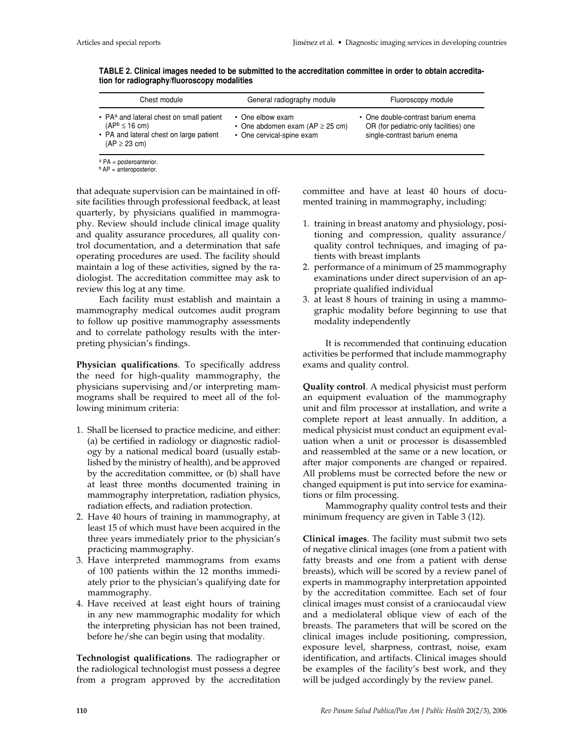**TABLE 2. Clinical images needed to be submitted to the accreditation committee in order to obtain accreditation for radiography/fluoroscopy modalities**

| Chest module | General radiography module | Fluoroscopy module |
|---|---|---|
| • PA[a] and lateral chest on small patient (AP[b] ≤ 16 cm)<br>• PA and lateral chest on large patient (AP ≥ 23 cm) | • One elbow exam<br>• One abdomen exam (AP ≥ 25 cm)<br>• One cervical-spine exam | • One double-contrast barium enema OR (for pediatric-only facilities) one single-contrast barium enema |

[a] PA = posteroanterior.
[b] AP = anteroposterior.

that adequate supervision can be maintained in off-site facilities through professional feedback, at least quarterly, by physicians qualified in mammography. Review should include clinical image quality and quality assurance procedures, all quality control documentation, and a determination that safe operating procedures are used. The facility should maintain a log of these activities, signed by the radiologist. The accreditation committee may ask to review this log at any time.

Each facility must establish and maintain a mammography medical outcomes audit program to follow up positive mammography assessments and to correlate pathology results with the interpreting physician's findings.

**Physician qualifications**. To specifically address the need for high-quality mammography, the physicians supervising and/or interpreting mammograms shall be required to meet all of the following minimum criteria:

1. Shall be licensed to practice medicine, and either: (a) be certified in radiology or diagnostic radiology by a national medical board (usually established by the ministry of health), and be approved by the accreditation committee, or (b) shall have at least three months documented training in mammography interpretation, radiation physics, radiation effects, and radiation protection.
2. Have 40 hours of training in mammography, at least 15 of which must have been acquired in the three years immediately prior to the physician's practicing mammography.
3. Have interpreted mammograms from exams of 100 patients within the 12 months immediately prior to the physician's qualifying date for mammography.
4. Have received at least eight hours of training in any new mammographic modality for which the interpreting physician has not been trained, before he/she can begin using that modality.

**Technologist qualifications**. The radiographer or the radiological technologist must possess a degree from a program approved by the accreditation committee and have at least 40 hours of documented training in mammography, including:

1. training in breast anatomy and physiology, positioning and compression, quality assurance/quality control techniques, and imaging of patients with breast implants
2. performance of a minimum of 25 mammography examinations under direct supervision of an appropriate qualified individual
3. at least 8 hours of training in using a mammographic modality before beginning to use that modality independently

It is recommended that continuing education activities be performed that include mammography exams and quality control.

**Quality control**. A medical physicist must perform an equipment evaluation of the mammography unit and film processor at installation, and write a complete report at least annually. In addition, a medical physicist must conduct an equipment evaluation when a unit or processor is disassembled and reassembled at the same or a new location, or after major components are changed or repaired. All problems must be corrected before the new or changed equipment is put into service for examinations or film processing.

Mammography quality control tests and their minimum frequency are given in Table 3 (12).

**Clinical images**. The facility must submit two sets of negative clinical images (one from a patient with fatty breasts and one from a patient with dense breasts), which will be scored by a review panel of experts in mammography interpretation appointed by the accreditation committee. Each set of four clinical images must consist of a craniocaudal view and a mediolateral oblique view of each of the breasts. The parameters that will be scored on the clinical images include positioning, compression, exposure level, sharpness, contrast, noise, exam identification, and artifacts. Clinical images should be examples of the facility's best work, and they will be judged accordingly by the review panel.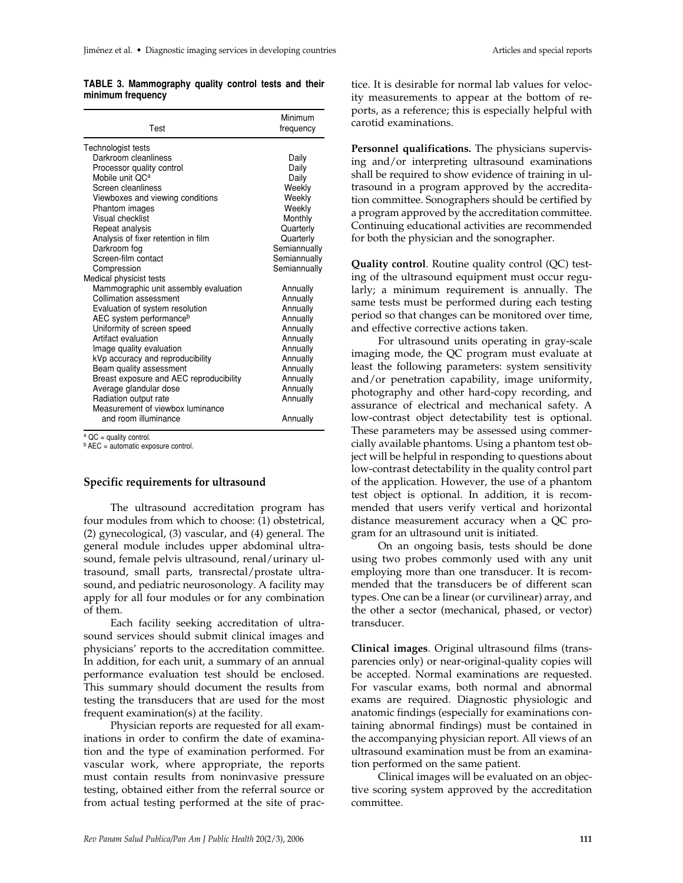**TABLE 3. Mammography quality control tests and their minimum frequency**

| Test | Minimum frequency |
|---|---|
| Technologist tests | |
| Darkroom cleanliness | Daily |
| Processor quality control | Daily |
| Mobile unit QC[a] | Daily |
| Screen cleanliness | Weekly |
| Viewboxes and viewing conditions | Weekly |
| Phantom images | Weekly |
| Visual checklist | Monthly |
| Repeat analysis | Quarterly |
| Analysis of fixer retention in film | Quarterly |
| Darkroom fog | Semiannually |
| Screen-film contact | Semiannually |
| Compression | Semiannually |
| Medical physicist tests | |
| Mammographic unit assembly evaluation | Annually |
| Collimation assessment | Annually |
| Evaluation of system resolution | Annually |
| AEC system performance[b] | Annually |
| Uniformity of screen speed | Annually |
| Artifact evaluation | Annually |
| Image quality evaluation | Annually |
| kVp accuracy and reproducibility | Annually |
| Beam quality assessment | Annually |
| Breast exposure and AEC reproducibility | Annually |
| Average glandular dose | Annually |
| Radiation output rate | Annually |
| Measurement of viewbox luminance and room illuminance | Annually |

[a] QC = quality control.
[b] AEC = automatic exposure control.

### Specific requirements for ultrasound

The ultrasound accreditation program has four modules from which to choose: (1) obstetrical, (2) gynecological, (3) vascular, and (4) general. The general module includes upper abdominal ultrasound, female pelvis ultrasound, renal/urinary ultrasound, small parts, transrectal/prostate ultrasound, and pediatric neurosonology. A facility may apply for all four modules or for any combination of them.

Each facility seeking accreditation of ultrasound services should submit clinical images and physicians' reports to the accreditation committee. In addition, for each unit, a summary of an annual performance evaluation test should be enclosed. This summary should document the results from testing the transducers that are used for the most frequent examination(s) at the facility.

Physician reports are requested for all examinations in order to confirm the date of examination and the type of examination performed. For vascular work, where appropriate, the reports must contain results from noninvasive pressure testing, obtained either from the referral source or from actual testing performed at the site of practice. It is desirable for normal lab values for velocity measurements to appear at the bottom of reports, as a reference; this is especially helpful with carotid examinations.

**Personnel qualifications.** The physicians supervising and/or interpreting ultrasound examinations shall be required to show evidence of training in ultrasound in a program approved by the accreditation committee. Sonographers should be certified by a program approved by the accreditation committee. Continuing educational activities are recommended for both the physician and the sonographer.

**Quality control**. Routine quality control (QC) testing of the ultrasound equipment must occur regularly; a minimum requirement is annually. The same tests must be performed during each testing period so that changes can be monitored over time, and effective corrective actions taken.

For ultrasound units operating in gray-scale imaging mode, the QC program must evaluate at least the following parameters: system sensitivity and/or penetration capability, image uniformity, photography and other hard-copy recording, and assurance of electrical and mechanical safety. A low-contrast object detectability test is optional. These parameters may be assessed using commercially available phantoms. Using a phantom test object will be helpful in responding to questions about low-contrast detectability in the quality control part of the application. However, the use of a phantom test object is optional. In addition, it is recommended that users verify vertical and horizontal distance measurement accuracy when a QC program for an ultrasound unit is initiated.

On an ongoing basis, tests should be done using two probes commonly used with any unit employing more than one transducer. It is recommended that the transducers be of different scan types. One can be a linear (or curvilinear) array, and the other a sector (mechanical, phased, or vector) transducer.

**Clinical images**. Original ultrasound films (transparencies only) or near-original-quality copies will be accepted. Normal examinations are requested. For vascular exams, both normal and abnormal exams are required. Diagnostic physiologic and anatomic findings (especially for examinations containing abnormal findings) must be contained in the accompanying physician report. All views of an ultrasound examination must be from an examination performed on the same patient.

Clinical images will be evaluated on an objective scoring system approved by the accreditation committee.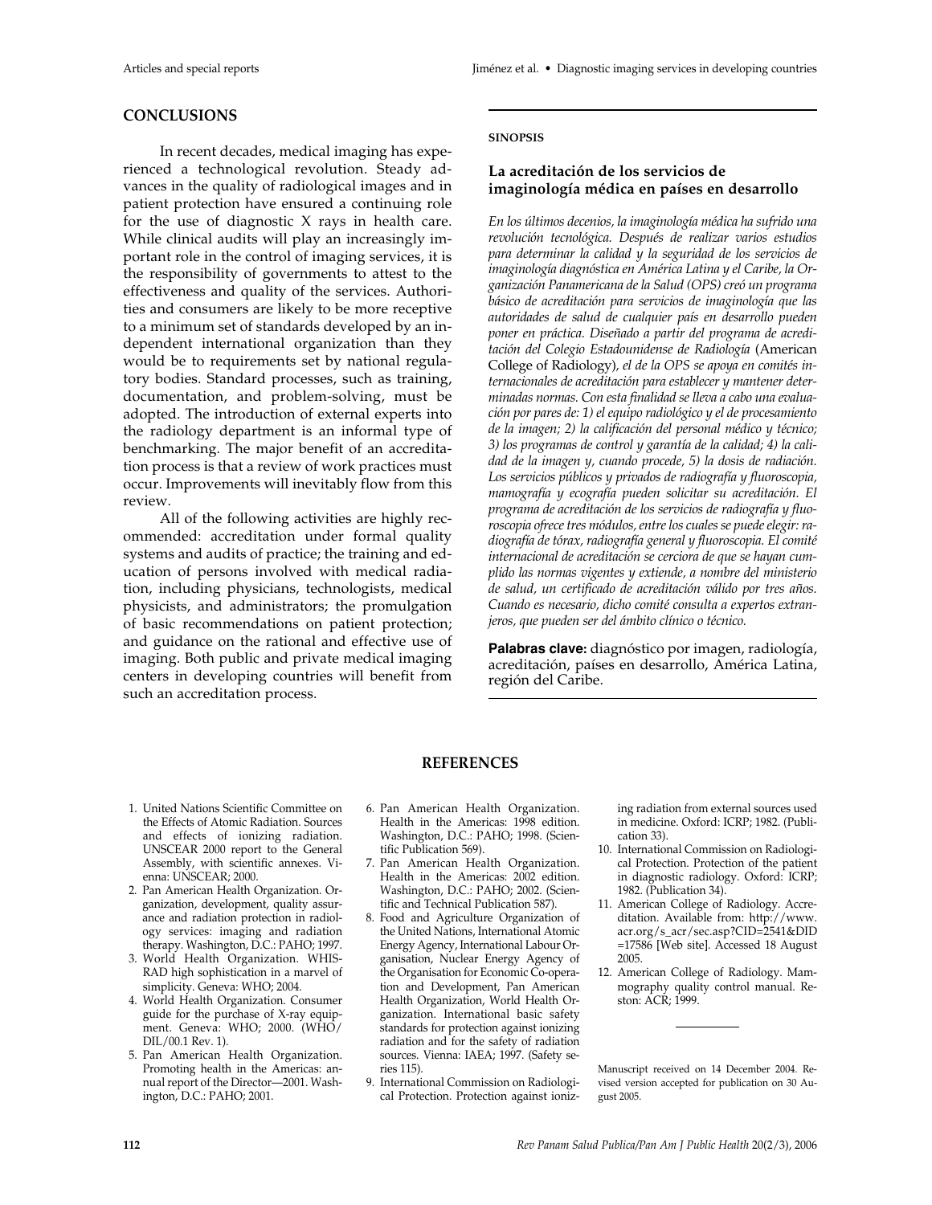## CONCLUSIONS

In recent decades, medical imaging has experienced a technological revolution. Steady advances in the quality of radiological images and in patient protection have ensured a continuing role for the use of diagnostic X rays in health care. While clinical audits will play an increasingly important role in the control of imaging services, it is the responsibility of governments to attest to the effectiveness and quality of the services. Authorities and consumers are likely to be more receptive to a minimum set of standards developed by an independent international organization than they would be to requirements set by national regulatory bodies. Standard processes, such as training, documentation, and problem-solving, must be adopted. The introduction of external experts into the radiology department is an informal type of benchmarking. The major benefit of an accreditation process is that a review of work practices must occur. Improvements will inevitably flow from this review.

All of the following activities are highly recommended: accreditation under formal quality systems and audits of practice; the training and education of persons involved with medical radiation, including physicians, technologists, medical physicists, and administrators; the promulgation of basic recommendations on patient protection; and guidance on the rational and effective use of imaging. Both public and private medical imaging centers in developing countries will benefit from such an accreditation process.

---

**SINOPSIS**

### La acreditación de los servicios de imaginología médica en países en desarrollo

*En los últimos decenios, la imaginología médica ha sufrido una revolución tecnológica. Después de realizar varios estudios para determinar la calidad y la seguridad de los servicios de imaginología diagnóstica en América Latina y el Caribe, la Organización Panamericana de la Salud (OPS) creó un programa básico de acreditación para servicios de imaginología que las autoridades de salud de cualquier país en desarrollo pueden poner en práctica. Diseñado a partir del programa de acreditación del Colegio Estadounidense de Radiología* (American College of Radiology)*, el de la OPS se apoya en comités internacionales de acreditación para establecer y mantener determinadas normas. Con esta finalidad se lleva a cabo una evaluación por pares de: 1) el equipo radiológico y el de procesamiento de la imagen; 2) la calificación del personal médico y técnico; 3) los programas de control y garantía de la calidad; 4) la calidad de la imagen y, cuando procede, 5) la dosis de radiación. Los servicios públicos y privados de radiografía y fluoroscopia, mamografía y ecografía pueden solicitar su acreditación. El programa de acreditación de los servicios de radiografía y fluoroscopia ofrece tres módulos, entre los cuales se puede elegir: radiografía de tórax, radiografía general y fluoroscopia. El comité internacional de acreditación se cerciora de que se hayan cumplido las normas vigentes y extiende, a nombre del ministerio de salud, un certificado de acreditación válido por tres años. Cuando es necesario, dicho comité consulta a expertos extranjeros, que pueden ser del ámbito clínico o técnico.*

**Palabras clave:** diagnóstico por imagen, radiología, acreditación, países en desarrollo, América Latina, región del Caribe.

---

## REFERENCES

1. United Nations Scientific Committee on the Effects of Atomic Radiation. Sources and effects of ionizing radiation. UNSCEAR 2000 report to the General Assembly, with scientific annexes. Vienna: UNSCEAR; 2000.
2. Pan American Health Organization. Organization, development, quality assurance and radiation protection in radiology services: imaging and radiation therapy. Washington, D.C.: PAHO; 1997.
3. World Health Organization. WHIS-RAD high sophistication in a marvel of simplicity. Geneva: WHO; 2004.
4. World Health Organization. Consumer guide for the purchase of X-ray equipment. Geneva: WHO; 2000. (WHO/DIL/00.1 Rev. 1).
5. Pan American Health Organization. Promoting health in the Americas: annual report of the Director—2001. Washington, D.C.: PAHO; 2001.
6. Pan American Health Organization. Health in the Americas: 1998 edition. Washington, D.C.: PAHO; 1998. (Scientific Publication 569).
7. Pan American Health Organization. Health in the Americas: 2002 edition. Washington, D.C.: PAHO; 2002. (Scientific and Technical Publication 587).
8. Food and Agriculture Organization of the United Nations, International Atomic Energy Agency, International Labour Organisation, Nuclear Energy Agency of the Organisation for Economic Co-operation and Development, Pan American Health Organization, World Health Organization. International basic safety standards for protection against ionizing radiation and for the safety of radiation sources. Vienna: IAEA; 1997. (Safety series 115).
9. International Commission on Radiological Protection. Protection against ionizing radiation from external sources used in medicine. Oxford: ICRP; 1982. (Publication 33).
10. International Commission on Radiological Protection. Protection of the patient in diagnostic radiology. Oxford: ICRP; 1982. (Publication 34).
11. American College of Radiology. Accreditation. Available from: http://www.acr.org/s_acr/sec.asp?CID=2541&DID=17586 [Web site]. Accessed 18 August 2005.
12. American College of Radiology. Mammography quality control manual. Reston: ACR; 1999.

---

Manuscript received on 14 December 2004. Revised version accepted for publication on 30 August 2005.